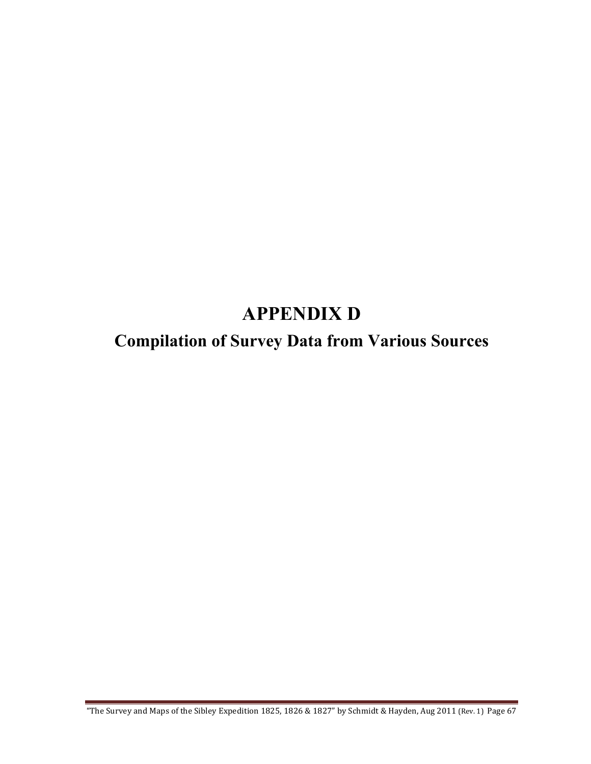# APPENDIX D

## Compilation of Survey Data from Various Sources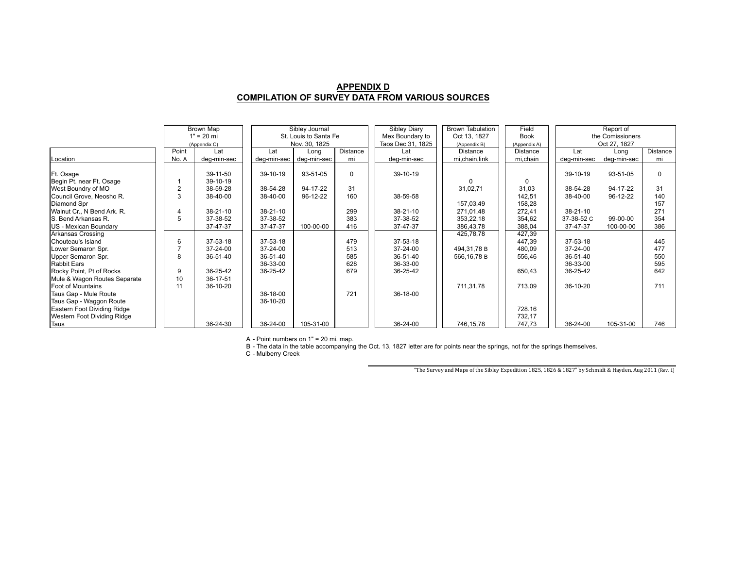## APPENDIX D
## COMPILATION OF SURVEY DATA FROM VARIOUS SOURCES

| | Brown Map 1" = 20 mi (Appendix C) | | Sibley Journal St. Louis to Santa Fe Nov. 30, 1825 | | | Sibley Diary Mex Boundary to Taos Dec 31, 1825 | Brown Tabulation Oct 13, 1827 (Appendix B) | Field Book (Appendix A) | Report of the Comissioners Oct 27, 1827 | | |
|---|---|---|---|---|---|---|---|---|---|---|---|
| Location | Point No. A | Lat deg-min-sec | Lat deg-min-sec | Long deg-min-sec | Distance mi | Lat deg-min-sec | Distance mi,chain,link | Distance mi,chain | Lat deg-min-sec | Long deg-min-sec | Distance mi |
| Ft. Osage | | 39-11-50 | 39-10-19 | 93-51-05 | 0 | 39-10-19 | | | 39-10-19 | 93-51-05 | 0 |
| Begin Pt. near Ft. Osage | 1 | 39-10-19 | | | | | 0 | 0 | | | |
| West Boundry of MO | 2 | 38-59-28 | 38-54-28 | 94-17-22 | 31 | | 31,02,71 | 31,03 | 38-54-28 | 94-17-22 | 31 |
| Council Grove, Neosho R. | 3 | 38-40-00 | 38-40-00 | 96-12-22 | 160 | 38-59-58 | | 142,51 | 38-40-00 | 96-12-22 | 140 |
| Diamond Spr | | | | | | | 157,03,49 | 158,28 | | | 157 |
| Walnut Cr., N Bend Ark. R. | 4 | 38-21-10 | 38-21-10 | | 299 | 38-21-10 | 271,01,48 | 272,41 | 38-21-10 | | 271 |
| S. Bend Arkansas R. | 5 | 37-38-52 | 37-38-52 | | 383 | 37-38-52 | 353,22,18 | 354,62 | 37-38-52 C | 99-00-00 | 354 |
| US - Mexican Boundary | | 37-47-37 | 37-47-37 | 100-00-00 | 416 | 37-47-37 | 386,43,78 | 388,04 | 37-47-37 | 100-00-00 | 386 |
| Arkansas Crossing | | | | | | | 425,78,78 | 427,39 | | | |
| Chouteau's Island | 6 | 37-53-18 | 37-53-18 | | 479 | 37-53-18 | | 447,39 | 37-53-18 | | 445 |
| Lower Semaron Spr. | 7 | 37-24-00 | 37-24-00 | | 513 | 37-24-00 | 494,31,78 B | 480,09 | 37-24-00 | | 477 |
| Upper Semaron Spr. | 8 | 36-51-40 | 36-51-40 | | 585 | 36-51-40 | 566,16,78 B | 556,46 | 36-51-40 | | 550 |
| Rabbit Ears | | | 36-33-00 | | 628 | 36-33-00 | | | 36-33-00 | | 595 |
| Rocky Point, Pt of Rocks | 9 | 36-25-42 | 36-25-42 | | 679 | 36-25-42 | | 650,43 | 36-25-42 | | 642 |
| Mule & Wagon Routes Separate | 10 | 36-17-51 | | | | | | | | | |
| Foot of Mountains | 11 | 36-10-20 | | | | | 711,31,78 | 713.09 | 36-10-20 | | 711 |
| Taus Gap - Mule Route | | | 36-18-00 | | 721 | 36-18-00 | | | | | |
| Taus Gap - Waggon Route | | | 36-10-20 | | | | | | | | |
| Eastern Foot Dividing Ridge | | | | | | | | 728.16 | | | |
| Western Foot Dividing Ridge | | | | | | | | 732,17 | | | |
| Taus | | 36-24-30 | 36-24-00 | 105-31-00 | | 36-24-00 | 746,15,78 | 747,73 | 36-24-00 | 105-31-00 | 746 |

A - Point numbers on 1" = 20 mi. map.
B - The data in the table accompanying the Oct. 13, 1827 letter are for points near the springs, not for the springs themselves.
C - Mulberry Creek